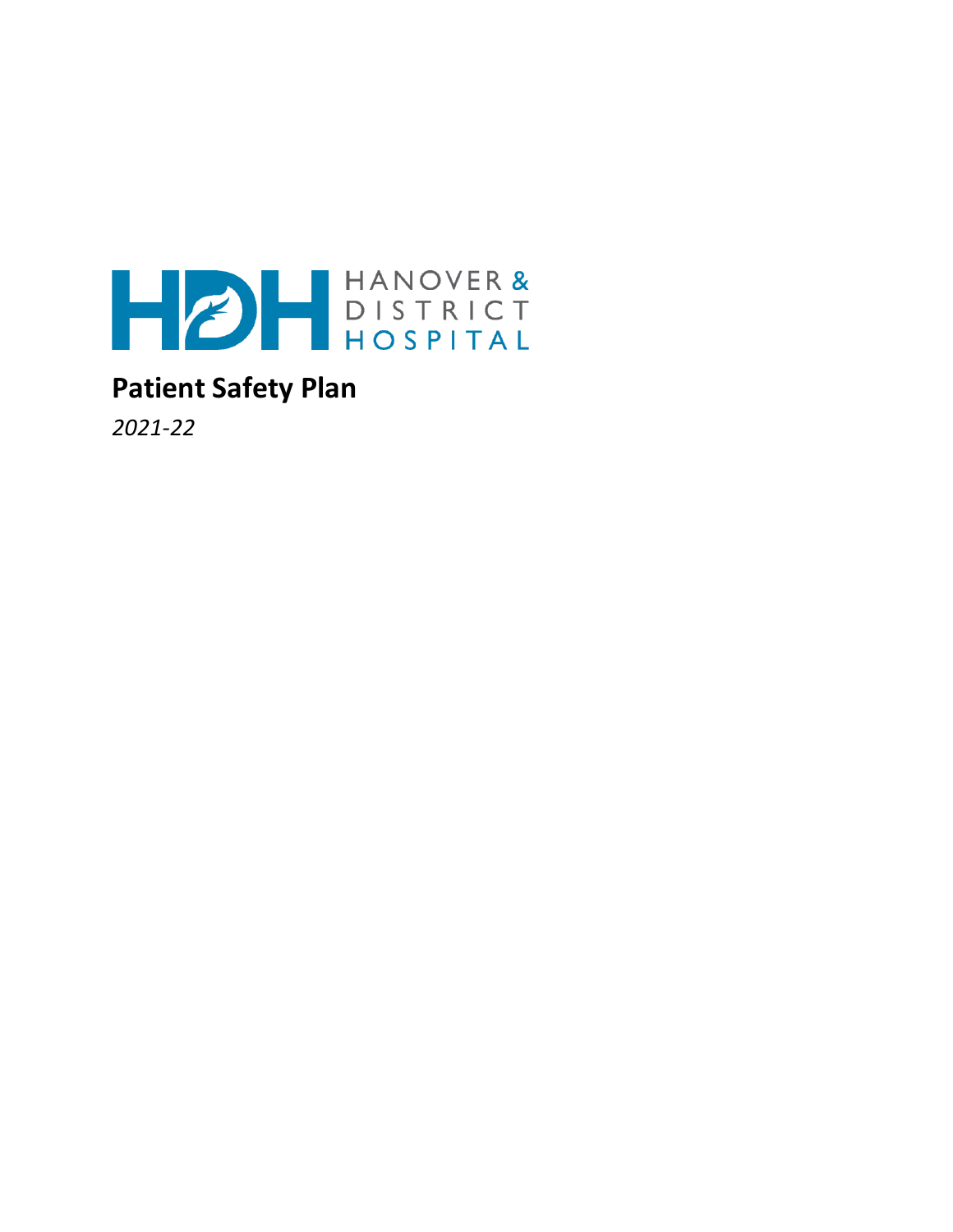HANOVER & DISTRICT HOSPITAL

# Patient Safety Plan

*2021-22*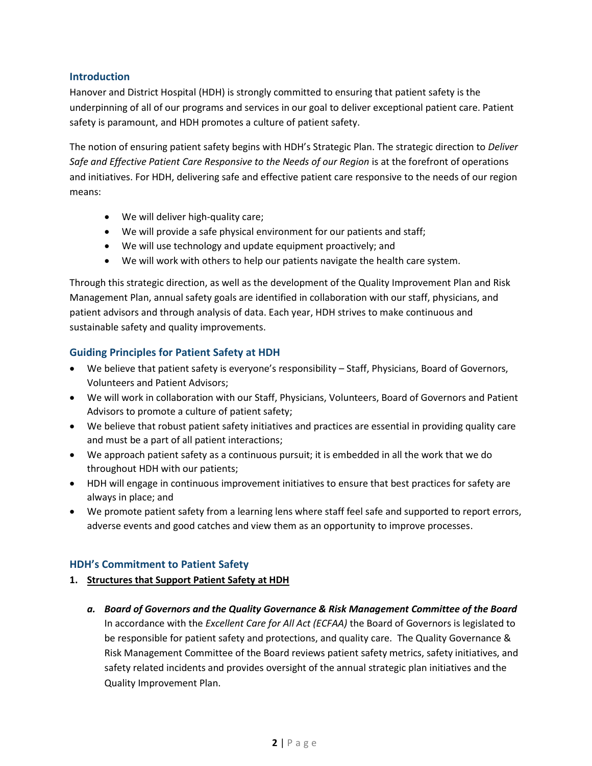## Introduction

Hanover and District Hospital (HDH) is strongly committed to ensuring that patient safety is the underpinning of all of our programs and services in our goal to deliver exceptional patient care. Patient safety is paramount, and HDH promotes a culture of patient safety.

The notion of ensuring patient safety begins with HDH's Strategic Plan. The strategic direction to *Deliver Safe and Effective Patient Care Responsive to the Needs of our Region* is at the forefront of operations and initiatives. For HDH, delivering safe and effective patient care responsive to the needs of our region means:

- We will deliver high-quality care;
- We will provide a safe physical environment for our patients and staff;
- We will use technology and update equipment proactively; and
- We will work with others to help our patients navigate the health care system.

Through this strategic direction, as well as the development of the Quality Improvement Plan and Risk Management Plan, annual safety goals are identified in collaboration with our staff, physicians, and patient advisors and through analysis of data. Each year, HDH strives to make continuous and sustainable safety and quality improvements.

## Guiding Principles for Patient Safety at HDH

- We believe that patient safety is everyone's responsibility – Staff, Physicians, Board of Governors, Volunteers and Patient Advisors;
- We will work in collaboration with our Staff, Physicians, Volunteers, Board of Governors and Patient Advisors to promote a culture of patient safety;
- We believe that robust patient safety initiatives and practices are essential in providing quality care and must be a part of all patient interactions;
- We approach patient safety as a continuous pursuit; it is embedded in all the work that we do throughout HDH with our patients;
- HDH will engage in continuous improvement initiatives to ensure that best practices for safety are always in place; and
- We promote patient safety from a learning lens where staff feel safe and supported to report errors, adverse events and good catches and view them as an opportunity to improve processes.

## HDH's Commitment to Patient Safety

1. **<u>Structures that Support Patient Safety at HDH</u>**

   a. ***Board of Governors and the Quality Governance & Risk Management Committee of the Board***
   In accordance with the *Excellent Care for All Act (ECFAA)* the Board of Governors is legislated to be responsible for patient safety and protections, and quality care. The Quality Governance & Risk Management Committee of the Board reviews patient safety metrics, safety initiatives, and safety related incidents and provides oversight of the annual strategic plan initiatives and the Quality Improvement Plan.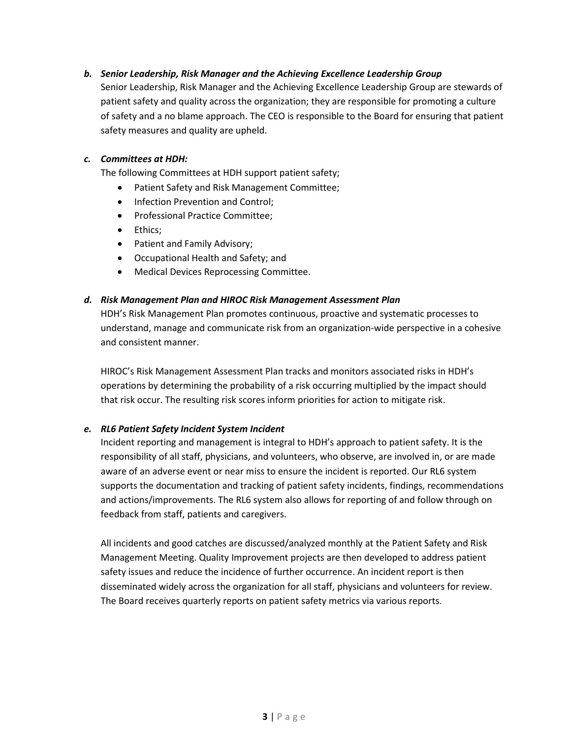### *b. Senior Leadership, Risk Manager and the Achieving Excellence Leadership Group*

Senior Leadership, Risk Manager and the Achieving Excellence Leadership Group are stewards of patient safety and quality across the organization; they are responsible for promoting a culture of safety and a no blame approach. The CEO is responsible to the Board for ensuring that patient safety measures and quality are upheld.

### *c. Committees at HDH:*

The following Committees at HDH support patient safety;

- Patient Safety and Risk Management Committee;
- Infection Prevention and Control;
- Professional Practice Committee;
- Ethics;
- Patient and Family Advisory;
- Occupational Health and Safety; and
- Medical Devices Reprocessing Committee.

### *d. Risk Management Plan and HIROC Risk Management Assessment Plan*

HDH's Risk Management Plan promotes continuous, proactive and systematic processes to understand, manage and communicate risk from an organization-wide perspective in a cohesive and consistent manner.

HIROC's Risk Management Assessment Plan tracks and monitors associated risks in HDH's operations by determining the probability of a risk occurring multiplied by the impact should that risk occur. The resulting risk scores inform priorities for action to mitigate risk.

### *e. RL6 Patient Safety Incident System Incident*

Incident reporting and management is integral to HDH's approach to patient safety. It is the responsibility of all staff, physicians, and volunteers, who observe, are involved in, or are made aware of an adverse event or near miss to ensure the incident is reported. Our RL6 system supports the documentation and tracking of patient safety incidents, findings, recommendations and actions/improvements. The RL6 system also allows for reporting of and follow through on feedback from staff, patients and caregivers.

All incidents and good catches are discussed/analyzed monthly at the Patient Safety and Risk Management Meeting. Quality Improvement projects are then developed to address patient safety issues and reduce the incidence of further occurrence. An incident report is then disseminated widely across the organization for all staff, physicians and volunteers for review. The Board receives quarterly reports on patient safety metrics via various reports.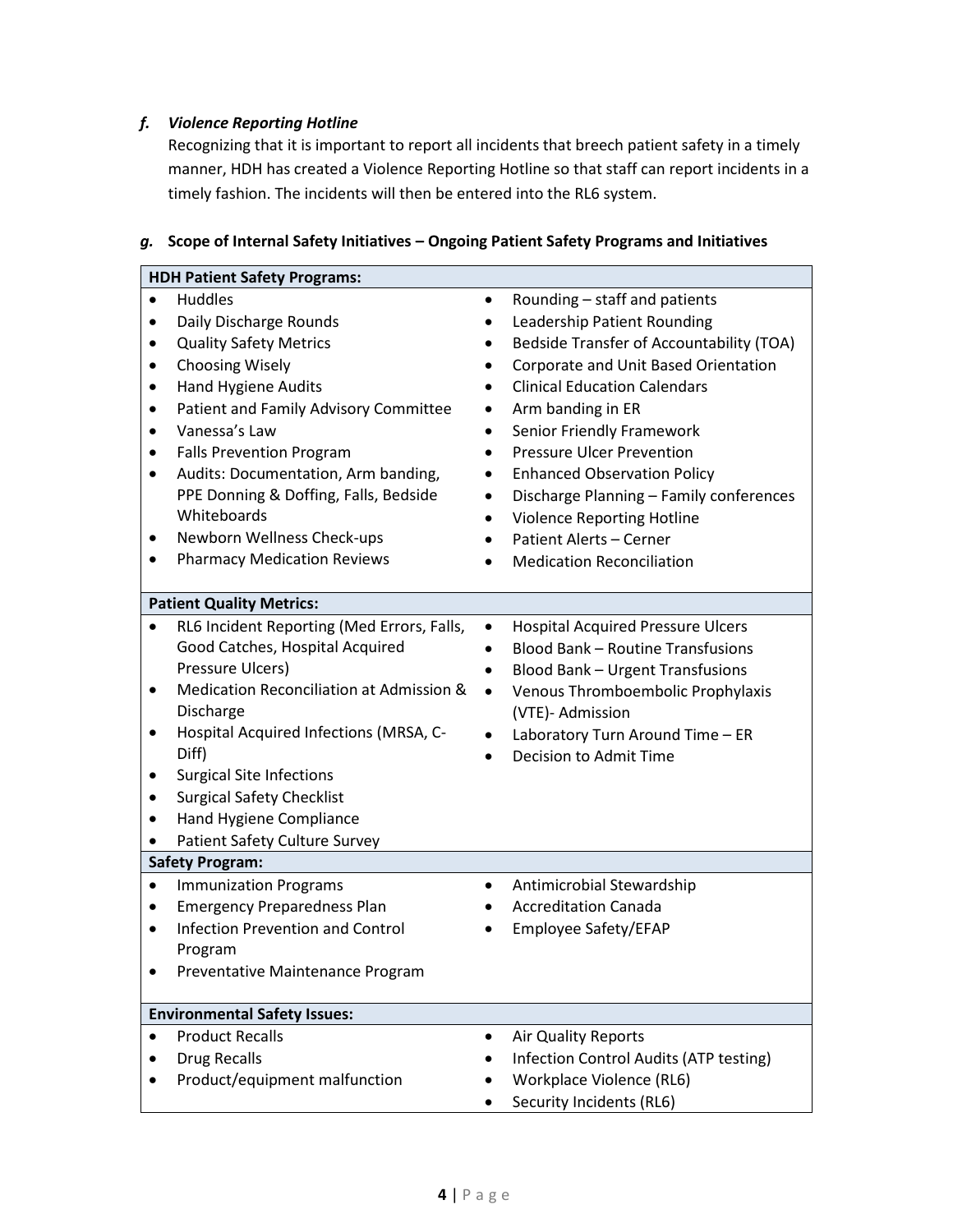***f. Violence Reporting Hotline***

Recognizing that it is important to report all incidents that breech patient safety in a timely manner, HDH has created a Violence Reporting Hotline so that staff can report incidents in a timely fashion. The incidents will then be entered into the RL6 system.

***g.* Scope of Internal Safety Initiatives – Ongoing Patient Safety Programs and Initiatives**

| | |
|---|---|
| **HDH Patient Safety Programs:** | |
| • Huddles<br>• Daily Discharge Rounds<br>• Quality Safety Metrics<br>• Choosing Wisely<br>• Hand Hygiene Audits<br>• Patient and Family Advisory Committee<br>• Vanessa's Law<br>• Falls Prevention Program<br>• Audits: Documentation, Arm banding, PPE Donning & Doffing, Falls, Bedside Whiteboards<br>• Newborn Wellness Check-ups<br>• Pharmacy Medication Reviews | • Rounding – staff and patients<br>• Leadership Patient Rounding<br>• Bedside Transfer of Accountability (TOA)<br>• Corporate and Unit Based Orientation<br>• Clinical Education Calendars<br>• Arm banding in ER<br>• Senior Friendly Framework<br>• Pressure Ulcer Prevention<br>• Enhanced Observation Policy<br>• Discharge Planning – Family conferences<br>• Violence Reporting Hotline<br>• Patient Alerts – Cerner<br>• Medication Reconciliation |
| **Patient Quality Metrics:** | |
| • RL6 Incident Reporting (Med Errors, Falls, Good Catches, Hospital Acquired Pressure Ulcers)<br>• Medication Reconciliation at Admission & Discharge<br>• Hospital Acquired Infections (MRSA, C-Diff)<br>• Surgical Site Infections<br>• Surgical Safety Checklist<br>• Hand Hygiene Compliance<br>• Patient Safety Culture Survey | • Hospital Acquired Pressure Ulcers<br>• Blood Bank – Routine Transfusions<br>• Blood Bank – Urgent Transfusions<br>• Venous Thromboembolic Prophylaxis (VTE)- Admission<br>• Laboratory Turn Around Time – ER<br>• Decision to Admit Time |
| **Safety Program:** | |
| • Immunization Programs<br>• Emergency Preparedness Plan<br>• Infection Prevention and Control Program<br>• Preventative Maintenance Program | • Antimicrobial Stewardship<br>• Accreditation Canada<br>• Employee Safety/EFAP |
| **Environmental Safety Issues:** | |
| • Product Recalls<br>• Drug Recalls<br>• Product/equipment malfunction | • Air Quality Reports<br>• Infection Control Audits (ATP testing)<br>• Workplace Violence (RL6)<br>• Security Incidents (RL6) |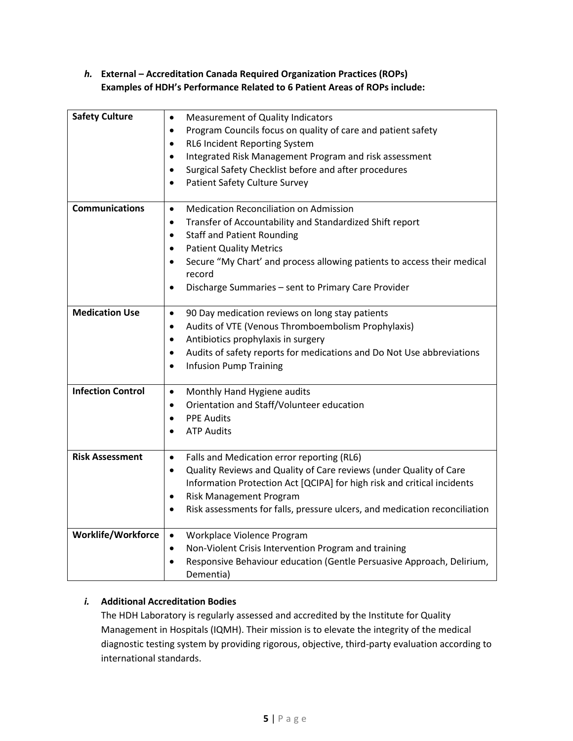### *h.* External – Accreditation Canada Required Organization Practices (ROPs) Examples of HDH's Performance Related to 6 Patient Areas of ROPs include:

| | |
|---|---|
| **Safety Culture** | • Measurement of Quality Indicators<br>• Program Councils focus on quality of care and patient safety<br>• RL6 Incident Reporting System<br>• Integrated Risk Management Program and risk assessment<br>• Surgical Safety Checklist before and after procedures<br>• Patient Safety Culture Survey |
| **Communications** | • Medication Reconciliation on Admission<br>• Transfer of Accountability and Standardized Shift report<br>• Staff and Patient Rounding<br>• Patient Quality Metrics<br>• Secure "My Chart' and process allowing patients to access their medical record<br>• Discharge Summaries – sent to Primary Care Provider |
| **Medication Use** | • 90 Day medication reviews on long stay patients<br>• Audits of VTE (Venous Thromboembolism Prophylaxis)<br>• Antibiotics prophylaxis in surgery<br>• Audits of safety reports for medications and Do Not Use abbreviations<br>• Infusion Pump Training |
| **Infection Control** | • Monthly Hand Hygiene audits<br>• Orientation and Staff/Volunteer education<br>• PPE Audits<br>• ATP Audits |
| **Risk Assessment** | • Falls and Medication error reporting (RL6)<br>• Quality Reviews and Quality of Care reviews (under Quality of Care Information Protection Act [QCIPA] for high risk and critical incidents<br>• Risk Management Program<br>• Risk assessments for falls, pressure ulcers, and medication reconciliation |
| **Worklife/Workforce** | • Workplace Violence Program<br>• Non-Violent Crisis Intervention Program and training<br>• Responsive Behaviour education (Gentle Persuasive Approach, Delirium, Dementia) |

### *i.* Additional Accreditation Bodies

The HDH Laboratory is regularly assessed and accredited by the Institute for Quality Management in Hospitals (IQMH). Their mission is to elevate the integrity of the medical diagnostic testing system by providing rigorous, objective, third-party evaluation according to international standards.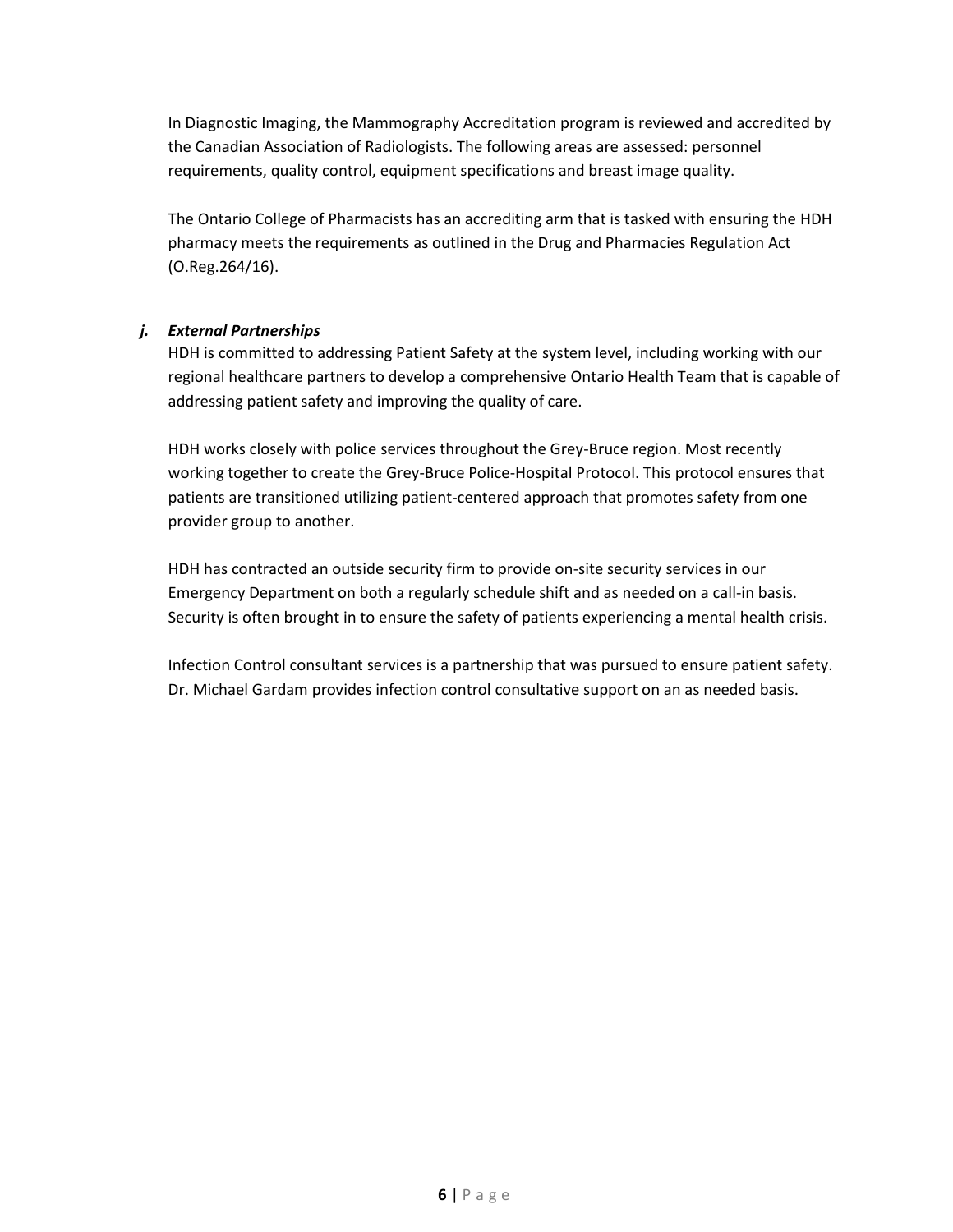In Diagnostic Imaging, the Mammography Accreditation program is reviewed and accredited by the Canadian Association of Radiologists. The following areas are assessed: personnel requirements, quality control, equipment specifications and breast image quality.

The Ontario College of Pharmacists has an accrediting arm that is tasked with ensuring the HDH pharmacy meets the requirements as outlined in the Drug and Pharmacies Regulation Act (O.Reg.264/16).

### *j. External Partnerships*

HDH is committed to addressing Patient Safety at the system level, including working with our regional healthcare partners to develop a comprehensive Ontario Health Team that is capable of addressing patient safety and improving the quality of care.

HDH works closely with police services throughout the Grey-Bruce region. Most recently working together to create the Grey-Bruce Police-Hospital Protocol. This protocol ensures that patients are transitioned utilizing patient-centered approach that promotes safety from one provider group to another.

HDH has contracted an outside security firm to provide on-site security services in our Emergency Department on both a regularly schedule shift and as needed on a call-in basis. Security is often brought in to ensure the safety of patients experiencing a mental health crisis.

Infection Control consultant services is a partnership that was pursued to ensure patient safety. Dr. Michael Gardam provides infection control consultative support on an as needed basis.